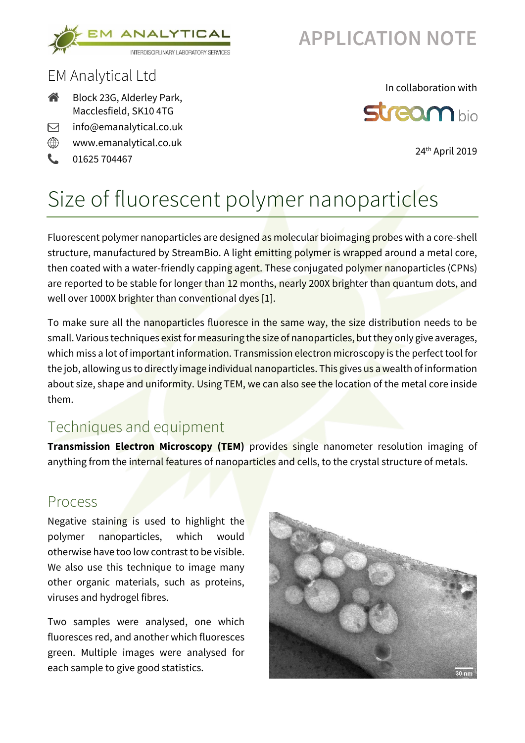APPLICATION NOTE

EM Analytical Ltd

Block 23G, Alderley Park,
Macclesfield, SK10 4TG

info@emanalytical.co.uk

www.emanalytical.co.uk

01625 704467

In collaboration with stream bio

24th April 2019

# Size of fluorescent polymer nanoparticles

Fluorescent polymer nanoparticles are designed as molecular bioimaging probes with a core-shell structure, manufactured by StreamBio. A light emitting polymer is wrapped around a metal core, then coated with a water-friendly capping agent. These conjugated polymer nanoparticles (CPNs) are reported to be stable for longer than 12 months, nearly 200X brighter than quantum dots, and well over 1000X brighter than conventional dyes [1].

To make sure all the nanoparticles fluoresce in the same way, the size distribution needs to be small. Various techniques exist for measuring the size of nanoparticles, but they only give averages, which miss a lot of important information. Transmission electron microscopy is the perfect tool for the job, allowing us to directly image individual nanoparticles. This gives us a wealth of information about size, shape and uniformity. Using TEM, we can also see the location of the metal core inside them.

## Techniques and equipment

**Transmission Electron Microscopy (TEM)** provides single nanometer resolution imaging of anything from the internal features of nanoparticles and cells, to the crystal structure of metals.

## Process

Negative staining is used to highlight the polymer nanoparticles, which would otherwise have too low contrast to be visible. We also use this technique to image many other organic materials, such as proteins, viruses and hydrogel fibres.

Two samples were analysed, one which fluoresces red, and another which fluoresces green. Multiple images were analysed for each sample to give good statistics.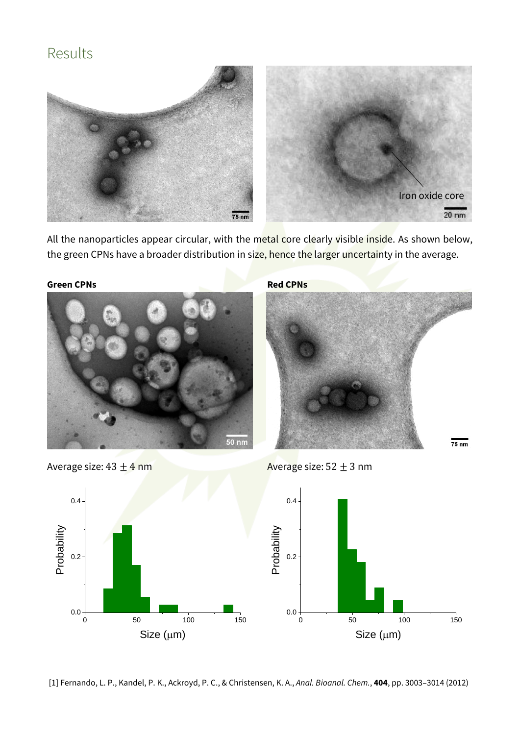## Results

75 nm

Iron oxide core

20 nm

All the nanoparticles appear circular, with the metal core clearly visible inside. As shown below, the green CPNs have a broader distribution in size, hence the larger uncertainty in the average.

**Green CPNs**

50 nm

Average size: $43 \pm 4$ nm

Probability

0.0

0.2

0.4

0

50

100

150

Size (μm)

**Red CPNs**

75 nm

Average size: $52 \pm 3$ nm

Probability

0.0

0.2

0.4

0

50

100

150

Size (μm)

[1] Fernando, L. P., Kandel, P. K., Ackroyd, P. C., & Christensen, K. A., *Anal. Bioanal. Chem.*, **404**, pp. 3003–3014 (2012)